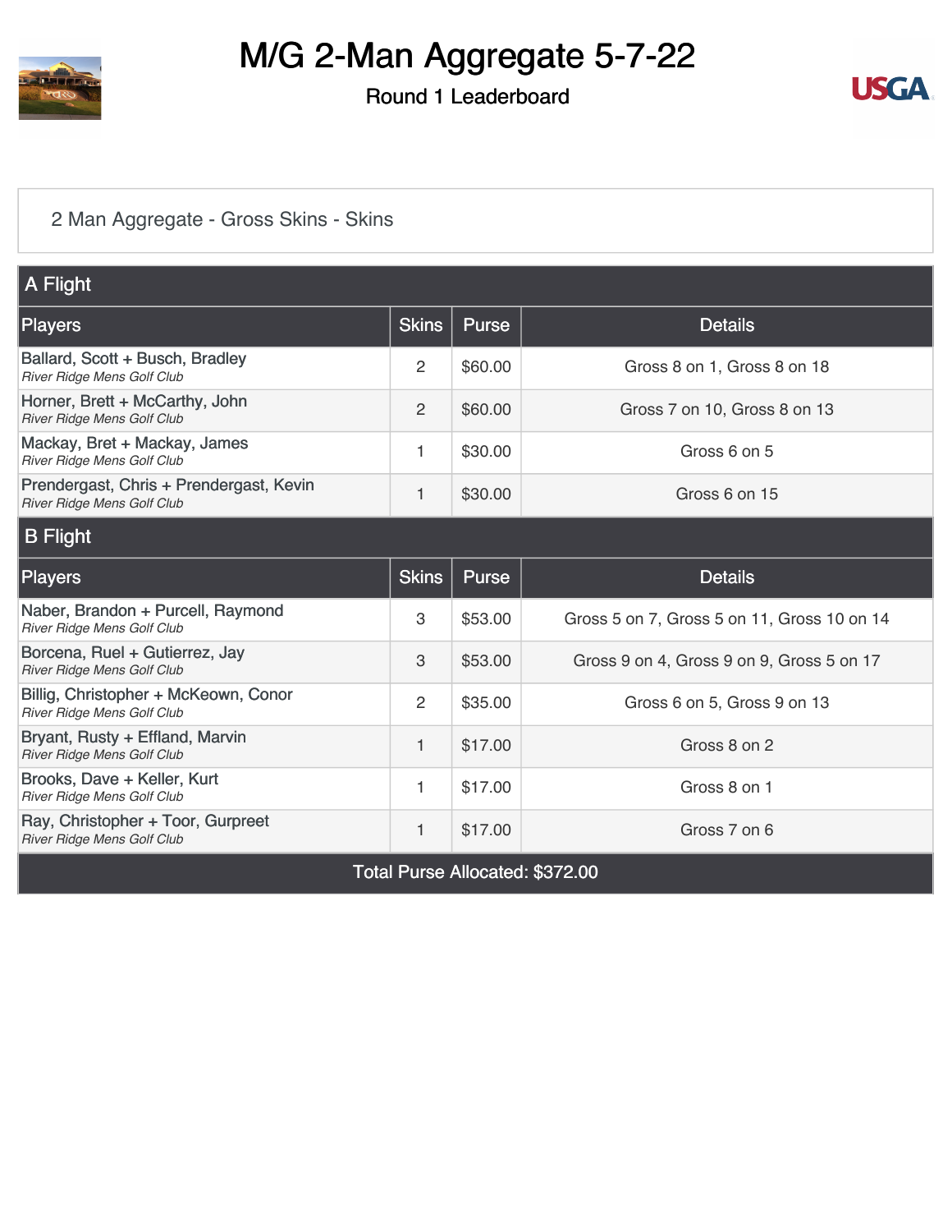# M/G 2-Man Aggregate 5-7-22

## Round 1 Leaderboard

2 Man Aggregate - Gross Skins - Skins

### A Flight

| Players | Skins | Purse | Details |
|---|---|---|---|
| Ballard, Scott + Busch, Bradley<br>*River Ridge Mens Golf Club* | 2 | $60.00 | Gross 8 on 1, Gross 8 on 18 |
| Horner, Brett + McCarthy, John<br>*River Ridge Mens Golf Club* | 2 | $60.00 | Gross 7 on 10, Gross 8 on 13 |
| Mackay, Bret + Mackay, James<br>*River Ridge Mens Golf Club* | 1 | $30.00 | Gross 6 on 5 |
| Prendergast, Chris + Prendergast, Kevin<br>*River Ridge Mens Golf Club* | 1 | $30.00 | Gross 6 on 15 |

### B Flight

| Players | Skins | Purse | Details |
|---|---|---|---|
| Naber, Brandon + Purcell, Raymond<br>*River Ridge Mens Golf Club* | 3 | $53.00 | Gross 5 on 7, Gross 5 on 11, Gross 10 on 14 |
| Borcena, Ruel + Gutierrez, Jay<br>*River Ridge Mens Golf Club* | 3 | $53.00 | Gross 9 on 4, Gross 9 on 9, Gross 5 on 17 |
| Billig, Christopher + McKeown, Conor<br>*River Ridge Mens Golf Club* | 2 | $35.00 | Gross 6 on 5, Gross 9 on 13 |
| Bryant, Rusty + Effland, Marvin<br>*River Ridge Mens Golf Club* | 1 | $17.00 | Gross 8 on 2 |
| Brooks, Dave + Keller, Kurt<br>*River Ridge Mens Golf Club* | 1 | $17.00 | Gross 8 on 1 |
| Ray, Christopher + Toor, Gurpreet<br>*River Ridge Mens Golf Club* | 1 | $17.00 | Gross 7 on 6 |

Total Purse Allocated: $372.00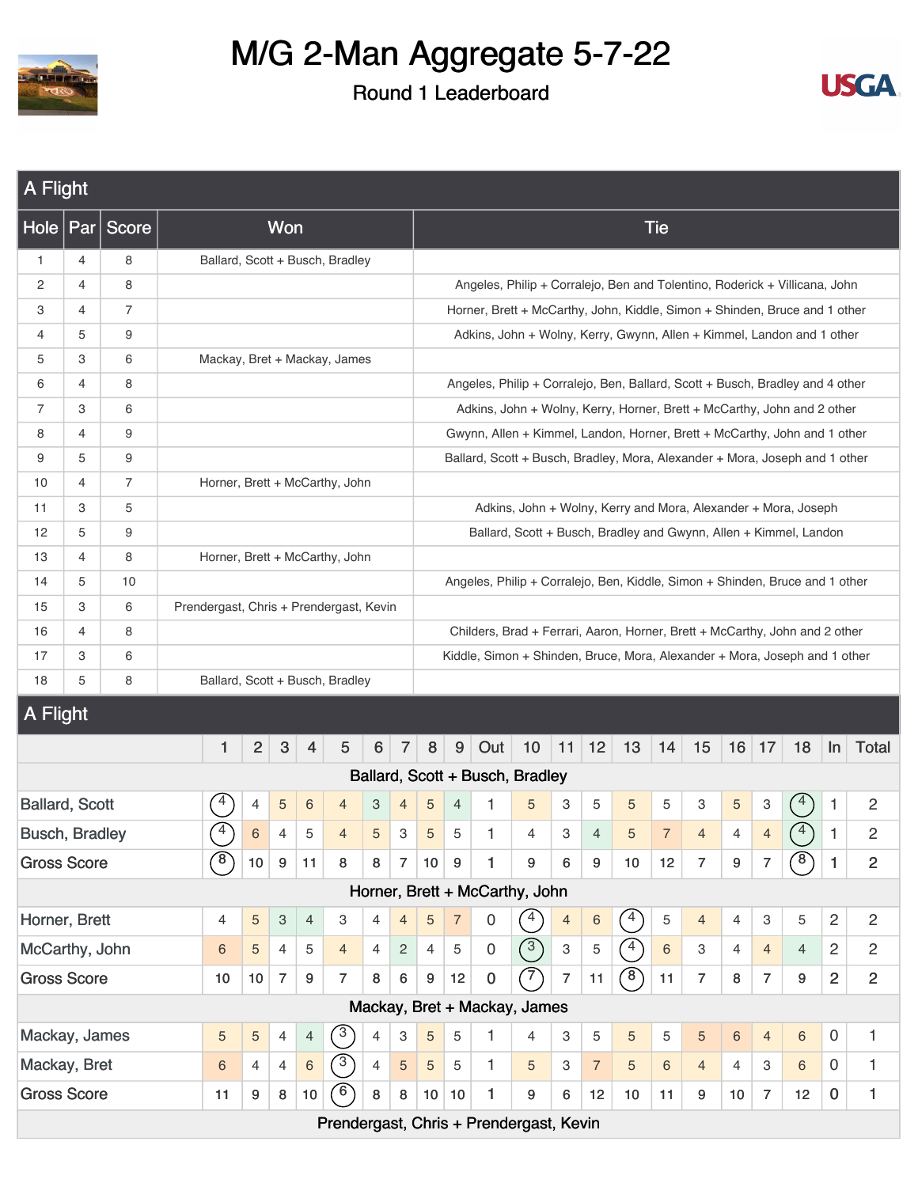# M/G 2-Man Aggregate 5-7-22

## Round 1 Leaderboard

## A Flight

| Hole | Par | Score | Won | Tie |
|---|---|---|---|---|
| 1 | 4 | 8 | Ballard, Scott + Busch, Bradley | |
| 2 | 4 | 8 | | Angeles, Philip + Corralejo, Ben and Tolentino, Roderick + Villicana, John |
| 3 | 4 | 7 | | Horner, Brett + McCarthy, John, Kiddle, Simon + Shinden, Bruce and 1 other |
| 4 | 5 | 9 | | Adkins, John + Wolny, Kerry, Gwynn, Allen + Kimmel, Landon and 1 other |
| 5 | 3 | 6 | Mackay, Bret + Mackay, James | |
| 6 | 4 | 8 | | Angeles, Philip + Corralejo, Ben, Ballard, Scott + Busch, Bradley and 4 other |
| 7 | 3 | 6 | | Adkins, John + Wolny, Kerry, Horner, Brett + McCarthy, John and 2 other |
| 8 | 4 | 9 | | Gwynn, Allen + Kimmel, Landon, Horner, Brett + McCarthy, John and 1 other |
| 9 | 5 | 9 | | Ballard, Scott + Busch, Bradley, Mora, Alexander + Mora, Joseph and 1 other |
| 10 | 4 | 7 | Horner, Brett + McCarthy, John | |
| 11 | 3 | 5 | | Adkins, John + Wolny, Kerry and Mora, Alexander + Mora, Joseph |
| 12 | 5 | 9 | | Ballard, Scott + Busch, Bradley and Gwynn, Allen + Kimmel, Landon |
| 13 | 4 | 8 | Horner, Brett + McCarthy, John | |
| 14 | 5 | 10 | | Angeles, Philip + Corralejo, Ben, Kiddle, Simon + Shinden, Bruce and 1 other |
| 15 | 3 | 6 | Prendergast, Chris + Prendergast, Kevin | |
| 16 | 4 | 8 | | Childers, Brad + Ferrari, Aaron, Horner, Brett + McCarthy, John and 2 other |
| 17 | 3 | 6 | | Kiddle, Simon + Shinden, Bruce, Mora, Alexander + Mora, Joseph and 1 other |
| 18 | 5 | 8 | Ballard, Scott + Busch, Bradley | |

## A Flight

| | 1 | 2 | 3 | 4 | 5 | 6 | 7 | 8 | 9 | Out | 10 | 11 | 12 | 13 | 14 | 15 | 16 | 17 | 18 | In | Total |
|---|---|---|---|---|---|---|---|---|---|---|---|---|---|---|---|---|---|---|---|---|---|
| **Ballard, Scott + Busch, Bradley** | | | | | | | | | | | | | | | | | | | | | |
| Ballard, Scott | 4 | 4 | 5 | 6 | 4 | 3 | 4 | 5 | 4 | 1 | 5 | 3 | 5 | 5 | 5 | 3 | 5 | 3 | 4 | 1 | 2 |
| Busch, Bradley | 4 | 6 | 4 | 5 | 4 | 5 | 3 | 5 | 5 | 1 | 4 | 3 | 4 | 5 | 7 | 4 | 4 | 4 | 4 | 1 | 2 |
| Gross Score | 8 | 10 | 9 | 11 | 8 | 8 | 7 | 10 | 9 | 1 | 9 | 6 | 9 | 10 | 12 | 7 | 9 | 7 | 8 | 1 | 2 |
| **Horner, Brett + McCarthy, John** | | | | | | | | | | | | | | | | | | | | | |
| Horner, Brett | 4 | 5 | 3 | 4 | 3 | 4 | 4 | 5 | 7 | 0 | 4 | 4 | 6 | 4 | 5 | 4 | 4 | 3 | 5 | 2 | 2 |
| McCarthy, John | 6 | 5 | 4 | 5 | 4 | 4 | 2 | 4 | 5 | 0 | 3 | 3 | 5 | 4 | 6 | 3 | 4 | 4 | 4 | 2 | 2 |
| Gross Score | 10 | 10 | 7 | 9 | 7 | 8 | 6 | 9 | 12 | 0 | 7 | 7 | 11 | 8 | 11 | 7 | 8 | 7 | 9 | 2 | 2 |
| **Mackay, Bret + Mackay, James** | | | | | | | | | | | | | | | | | | | | | |
| Mackay, James | 5 | 5 | 4 | 4 | 3 | 4 | 3 | 5 | 5 | 1 | 4 | 3 | 5 | 5 | 5 | 5 | 6 | 4 | 6 | 0 | 1 |
| Mackay, Bret | 6 | 4 | 4 | 6 | 3 | 4 | 5 | 5 | 5 | 1 | 5 | 3 | 7 | 5 | 6 | 4 | 4 | 3 | 6 | 0 | 1 |
| Gross Score | 11 | 9 | 8 | 10 | 6 | 8 | 8 | 10 | 10 | 1 | 9 | 6 | 12 | 10 | 11 | 9 | 10 | 7 | 12 | 0 | 1 |
| **Prendergast, Chris + Prendergast, Kevin** | | | | | | | | | | | | | | | | | | | | | |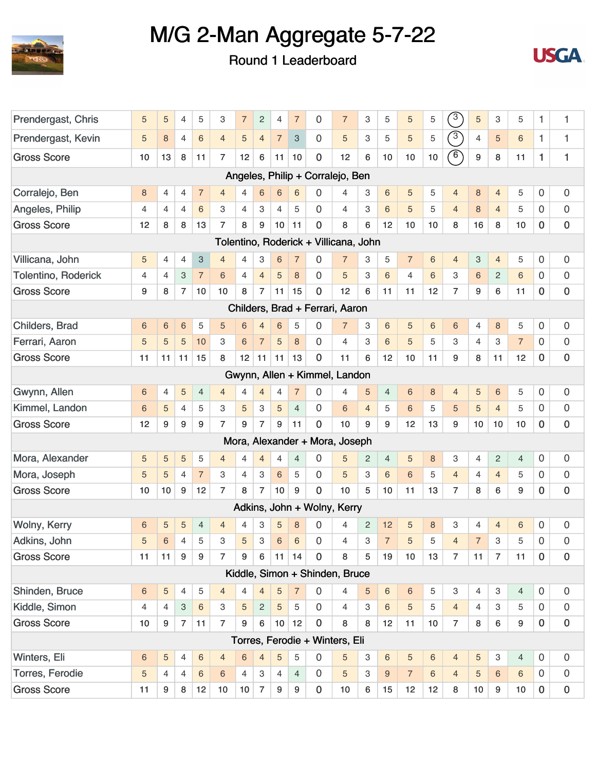# M/G 2-Man Aggregate 5-7-22

Round 1 Leaderboard

| | | | | | | | | | | | | | | | | | | | | | |
|---|---|---|---|---|---|---|---|---|---|---|---|---|---|---|---|---|---|---|---|---|---|
| Prendergast, Chris | 5 | 5 | 4 | 5 | 3 | 7 | 2 | 4 | 7 | 0 | 7 | 3 | 5 | 5 | 5 | 3 | 5 | 3 | 5 | 1 | 1 |
| Prendergast, Kevin | 5 | 8 | 4 | 6 | 4 | 5 | 4 | 7 | 3 | 0 | 5 | 3 | 5 | 5 | 5 | 3 | 4 | 5 | 6 | 1 | 1 |
| Gross Score | 10 | 13 | 8 | 11 | 7 | 12 | 6 | 11 | 10 | 0 | 12 | 6 | 10 | 10 | 10 | 6 | 9 | 8 | 11 | 1 | 1 |
| **Angeles, Philip + Corralejo, Ben** | | | | | | | | | | | | | | | | | | | | | |
| Corralejo, Ben | 8 | 4 | 4 | 7 | 4 | 4 | 6 | 6 | 6 | 0 | 4 | 3 | 6 | 5 | 5 | 4 | 8 | 4 | 5 | 0 | 0 |
| Angeles, Philip | 4 | 4 | 4 | 6 | 3 | 4 | 3 | 4 | 5 | 0 | 4 | 3 | 6 | 5 | 5 | 4 | 8 | 4 | 5 | 0 | 0 |
| Gross Score | 12 | 8 | 8 | 13 | 7 | 8 | 9 | 10 | 11 | 0 | 8 | 6 | 12 | 10 | 10 | 8 | 16 | 8 | 10 | 0 | 0 |
| **Tolentino, Roderick + Villicana, John** | | | | | | | | | | | | | | | | | | | | | |
| Villicana, John | 5 | 4 | 4 | 3 | 4 | 4 | 3 | 6 | 7 | 0 | 7 | 3 | 5 | 7 | 6 | 4 | 3 | 4 | 5 | 0 | 0 |
| Tolentino, Roderick | 4 | 4 | 3 | 7 | 6 | 4 | 4 | 5 | 8 | 0 | 5 | 3 | 6 | 4 | 6 | 3 | 6 | 2 | 6 | 0 | 0 |
| Gross Score | 9 | 8 | 7 | 10 | 10 | 8 | 7 | 11 | 15 | 0 | 12 | 6 | 11 | 11 | 12 | 7 | 9 | 6 | 11 | 0 | 0 |
| **Childers, Brad + Ferrari, Aaron** | | | | | | | | | | | | | | | | | | | | | |
| Childers, Brad | 6 | 6 | 6 | 5 | 5 | 6 | 4 | 6 | 5 | 0 | 7 | 3 | 6 | 5 | 6 | 6 | 4 | 8 | 5 | 0 | 0 |
| Ferrari, Aaron | 5 | 5 | 5 | 10 | 3 | 6 | 7 | 5 | 8 | 0 | 4 | 3 | 6 | 5 | 5 | 3 | 4 | 3 | 7 | 0 | 0 |
| Gross Score | 11 | 11 | 11 | 15 | 8 | 12 | 11 | 11 | 13 | 0 | 11 | 6 | 12 | 10 | 11 | 9 | 8 | 11 | 12 | 0 | 0 |
| **Gwynn, Allen + Kimmel, Landon** | | | | | | | | | | | | | | | | | | | | | |
| Gwynn, Allen | 6 | 4 | 5 | 4 | 4 | 4 | 4 | 4 | 7 | 0 | 4 | 5 | 4 | 6 | 8 | 4 | 5 | 6 | 5 | 0 | 0 |
| Kimmel, Landon | 6 | 5 | 4 | 5 | 3 | 5 | 3 | 5 | 4 | 0 | 6 | 4 | 5 | 6 | 5 | 5 | 5 | 4 | 5 | 0 | 0 |
| Gross Score | 12 | 9 | 9 | 9 | 7 | 9 | 7 | 9 | 11 | 0 | 10 | 9 | 9 | 12 | 13 | 9 | 10 | 10 | 10 | 0 | 0 |
| **Mora, Alexander + Mora, Joseph** | | | | | | | | | | | | | | | | | | | | | |
| Mora, Alexander | 5 | 5 | 5 | 5 | 4 | 4 | 4 | 4 | 4 | 0 | 5 | 2 | 4 | 5 | 8 | 3 | 4 | 2 | 4 | 0 | 0 |
| Mora, Joseph | 5 | 5 | 4 | 7 | 3 | 4 | 3 | 6 | 5 | 0 | 5 | 3 | 6 | 6 | 5 | 4 | 4 | 4 | 5 | 0 | 0 |
| Gross Score | 10 | 10 | 9 | 12 | 7 | 8 | 7 | 10 | 9 | 0 | 10 | 5 | 10 | 11 | 13 | 7 | 8 | 6 | 9 | 0 | 0 |
| **Adkins, John + Wolny, Kerry** | | | | | | | | | | | | | | | | | | | | | |
| Wolny, Kerry | 6 | 5 | 5 | 4 | 4 | 4 | 3 | 5 | 8 | 0 | 4 | 2 | 12 | 5 | 8 | 3 | 4 | 4 | 6 | 0 | 0 |
| Adkins, John | 5 | 6 | 4 | 5 | 3 | 5 | 3 | 6 | 6 | 0 | 4 | 3 | 7 | 5 | 5 | 4 | 7 | 3 | 5 | 0 | 0 |
| Gross Score | 11 | 11 | 9 | 9 | 7 | 9 | 6 | 11 | 14 | 0 | 8 | 5 | 19 | 10 | 13 | 7 | 11 | 7 | 11 | 0 | 0 |
| **Kiddle, Simon + Shinden, Bruce** | | | | | | | | | | | | | | | | | | | | | |
| Shinden, Bruce | 6 | 5 | 4 | 5 | 4 | 4 | 4 | 5 | 7 | 0 | 4 | 5 | 6 | 6 | 5 | 3 | 4 | 3 | 4 | 0 | 0 |
| Kiddle, Simon | 4 | 4 | 3 | 6 | 3 | 5 | 2 | 5 | 5 | 0 | 4 | 3 | 6 | 5 | 5 | 4 | 4 | 3 | 5 | 0 | 0 |
| Gross Score | 10 | 9 | 7 | 11 | 7 | 9 | 6 | 10 | 12 | 0 | 8 | 8 | 12 | 11 | 10 | 7 | 8 | 6 | 9 | 0 | 0 |
| **Torres, Ferodie + Winters, Eli** | | | | | | | | | | | | | | | | | | | | | |
| Winters, Eli | 6 | 5 | 4 | 6 | 4 | 6 | 4 | 5 | 5 | 0 | 5 | 3 | 6 | 5 | 6 | 4 | 5 | 3 | 4 | 0 | 0 |
| Torres, Ferodie | 5 | 4 | 4 | 6 | 6 | 4 | 3 | 4 | 4 | 0 | 5 | 3 | 9 | 7 | 6 | 4 | 5 | 6 | 6 | 0 | 0 |
| Gross Score | 11 | 9 | 8 | 12 | 10 | 10 | 7 | 9 | 9 | 0 | 10 | 6 | 15 | 12 | 12 | 8 | 10 | 9 | 10 | 0 | 0 |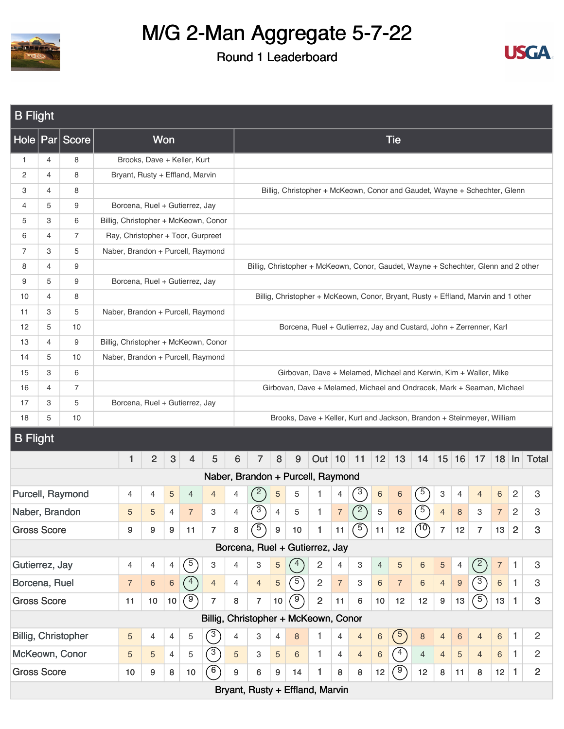# M/G 2-Man Aggregate 5-7-22

## Round 1 Leaderboard

### B Flight

| Hole | Par | Score | Won | Tie |
|---|---|---|---|---|
| 1 | 4 | 8 | Brooks, Dave + Keller, Kurt | |
| 2 | 4 | 8 | Bryant, Rusty + Effland, Marvin | |
| 3 | 4 | 8 | | Billig, Christopher + McKeown, Conor and Gaudet, Wayne + Schechter, Glenn |
| 4 | 5 | 9 | Borcena, Ruel + Gutierrez, Jay | |
| 5 | 3 | 6 | Billig, Christopher + McKeown, Conor | |
| 6 | 4 | 7 | Ray, Christopher + Toor, Gurpreet | |
| 7 | 3 | 5 | Naber, Brandon + Purcell, Raymond | |
| 8 | 4 | 9 | | Billig, Christopher + McKeown, Conor, Gaudet, Wayne + Schechter, Glenn and 2 other |
| 9 | 5 | 9 | Borcena, Ruel + Gutierrez, Jay | |
| 10 | 4 | 8 | | Billig, Christopher + McKeown, Conor, Bryant, Rusty + Effland, Marvin and 1 other |
| 11 | 3 | 5 | Naber, Brandon + Purcell, Raymond | |
| 12 | 5 | 10 | | Borcena, Ruel + Gutierrez, Jay and Custard, John + Zerrenner, Karl |
| 13 | 4 | 9 | Billig, Christopher + McKeown, Conor | |
| 14 | 5 | 10 | Naber, Brandon + Purcell, Raymond | |
| 15 | 3 | 6 | | Girbovan, Dave + Melamed, Michael and Kerwin, Kim + Waller, Mike |
| 16 | 4 | 7 | | Girbovan, Dave + Melamed, Michael and Ondracek, Mark + Seaman, Michael |
| 17 | 3 | 5 | Borcena, Ruel + Gutierrez, Jay | |
| 18 | 5 | 10 | | Brooks, Dave + Keller, Kurt and Jackson, Brandon + Steinmeyer, William |

### B Flight

| | 1 | 2 | 3 | 4 | 5 | 6 | 7 | 8 | 9 | Out | 10 | 11 | 12 | 13 | 14 | 15 | 16 | 17 | 18 | In | Total |
|---|---|---|---|---|---|---|---|---|---|---|---|---|---|---|---|---|---|---|---|---|---|
| **Naber, Brandon + Purcell, Raymond** | | | | | | | | | | | | | | | | | | | | | |
| Purcell, Raymond | 4 | 4 | 5 | 4 | 4 | 4 | 2 | 5 | 5 | 1 | 4 | 3 | 6 | 6 | 5 | 3 | 4 | 4 | 6 | 2 | 3 |
| Naber, Brandon | 5 | 5 | 4 | 7 | 3 | 4 | 3 | 4 | 5 | 1 | 7 | 2 | 5 | 6 | 5 | 4 | 8 | 3 | 7 | 2 | 3 |
| Gross Score | 9 | 9 | 9 | 11 | 7 | 8 | 5 | 9 | 10 | 1 | 11 | 5 | 11 | 12 | 10 | 7 | 12 | 7 | 13 | 2 | 3 |
| **Borcena, Ruel + Gutierrez, Jay** | | | | | | | | | | | | | | | | | | | | | |
| Gutierrez, Jay | 4 | 4 | 4 | 5 | 3 | 4 | 3 | 5 | 4 | 2 | 4 | 3 | 4 | 5 | 6 | 5 | 4 | 2 | 7 | 1 | 3 |
| Borcena, Ruel | 7 | 6 | 6 | 4 | 4 | 4 | 4 | 5 | 5 | 2 | 7 | 3 | 6 | 7 | 6 | 4 | 9 | 3 | 6 | 1 | 3 |
| Gross Score | 11 | 10 | 10 | 9 | 7 | 8 | 7 | 10 | 9 | 2 | 11 | 6 | 10 | 12 | 12 | 9 | 13 | 5 | 13 | 1 | 3 |
| **Billig, Christopher + McKeown, Conor** | | | | | | | | | | | | | | | | | | | | | |
| Billig, Christopher | 5 | 4 | 4 | 5 | 3 | 4 | 3 | 4 | 8 | 1 | 4 | 4 | 6 | 5 | 8 | 4 | 6 | 4 | 6 | 1 | 2 |
| McKeown, Conor | 5 | 5 | 4 | 5 | 3 | 5 | 3 | 5 | 6 | 1 | 4 | 4 | 6 | 4 | 4 | 4 | 5 | 4 | 6 | 1 | 2 |
| Gross Score | 10 | 9 | 8 | 10 | 6 | 9 | 6 | 9 | 14 | 1 | 8 | 8 | 12 | 9 | 12 | 8 | 11 | 8 | 12 | 1 | 2 |
| **Bryant, Rusty + Effland, Marvin** | | | | | | | | | | | | | | | | | | | | | |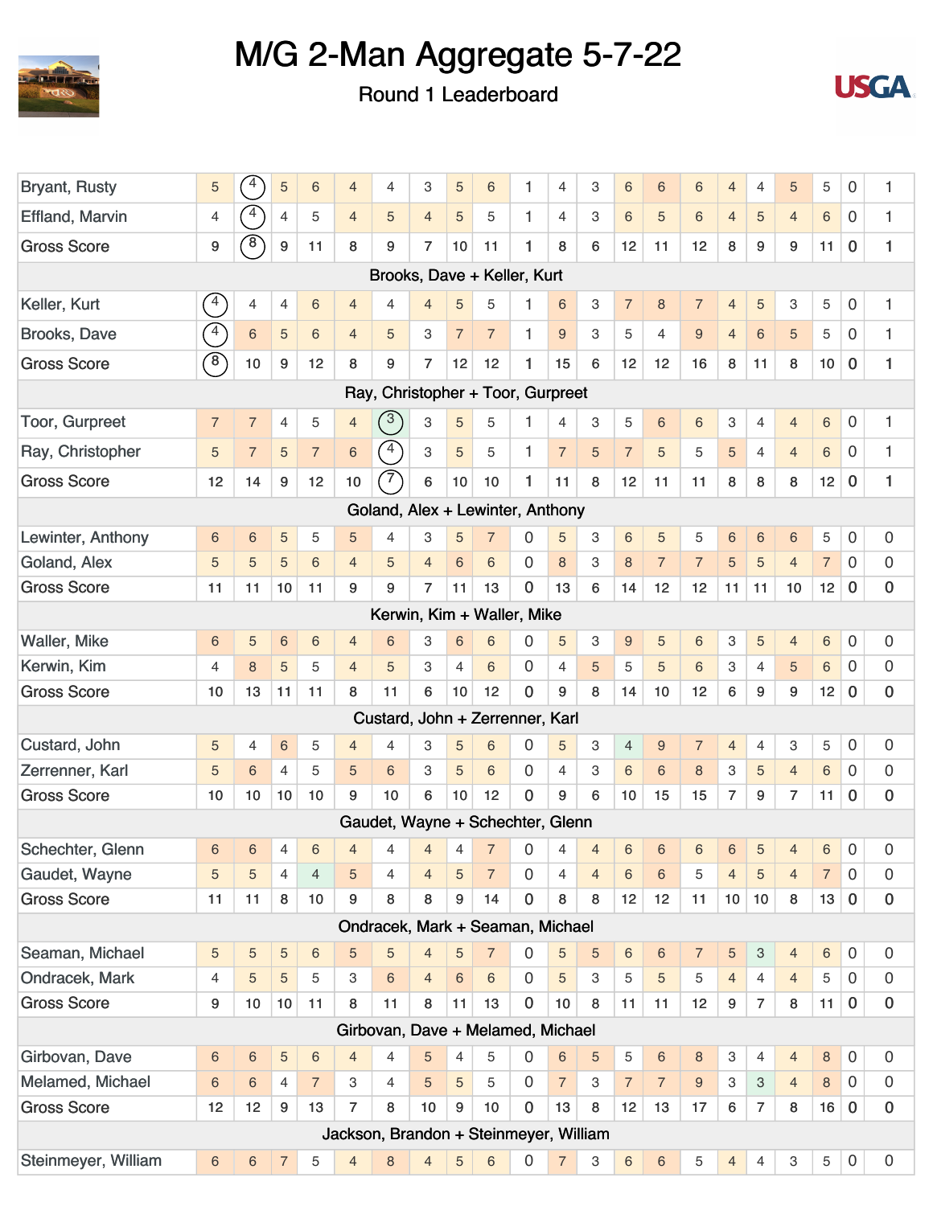# M/G 2-Man Aggregate 5-7-22

Round 1 Leaderboard

| | | | | | | | | | | | | | | | | | | | | |
|---|---|---|---|---|---|---|---|---|---|---|---|---|---|---|---|---|---|---|---|---|
| Bryant, Rusty | 5 | 4 | 5 | 6 | 4 | 4 | 3 | 5 | 6 | 1 | 4 | 3 | 6 | 6 | 6 | 4 | 4 | 5 | 5 | 0 | 1 |
| Effland, Marvin | 4 | 4 | 4 | 5 | 4 | 5 | 4 | 5 | 5 | 1 | 4 | 3 | 6 | 5 | 6 | 4 | 5 | 4 | 6 | 0 | 1 |
| Gross Score | 9 | 8 | 9 | 11 | 8 | 9 | 7 | 10 | 11 | 1 | 8 | 6 | 12 | 11 | 12 | 8 | 9 | 9 | 11 | 0 | 1 |
| Brooks, Dave + Keller, Kurt | | | | | | | | | | | | | | | | | | | | | |
| Keller, Kurt | 4 | 4 | 4 | 6 | 4 | 4 | 4 | 5 | 5 | 1 | 6 | 3 | 7 | 8 | 7 | 4 | 5 | 3 | 5 | 0 | 1 |
| Brooks, Dave | 4 | 6 | 5 | 6 | 4 | 5 | 3 | 7 | 7 | 1 | 9 | 3 | 5 | 4 | 9 | 4 | 6 | 5 | 5 | 0 | 1 |
| Gross Score | 8 | 10 | 9 | 12 | 8 | 9 | 7 | 12 | 12 | 1 | 15 | 6 | 12 | 12 | 16 | 8 | 11 | 8 | 10 | 0 | 1 |
| Ray, Christopher + Toor, Gurpreet | | | | | | | | | | | | | | | | | | | | | |
| Toor, Gurpreet | 7 | 7 | 4 | 5 | 4 | 3 | 3 | 5 | 5 | 1 | 4 | 3 | 5 | 6 | 6 | 3 | 4 | 4 | 6 | 0 | 1 |
| Ray, Christopher | 5 | 7 | 5 | 7 | 6 | 4 | 3 | 5 | 5 | 1 | 7 | 5 | 7 | 5 | 5 | 5 | 4 | 4 | 6 | 0 | 1 |
| Gross Score | 12 | 14 | 9 | 12 | 10 | 7 | 6 | 10 | 10 | 1 | 11 | 8 | 12 | 11 | 11 | 8 | 8 | 8 | 12 | 0 | 1 |
| Goland, Alex + Lewinter, Anthony | | | | | | | | | | | | | | | | | | | | | |
| Lewinter, Anthony | 6 | 6 | 5 | 5 | 5 | 4 | 3 | 5 | 7 | 0 | 5 | 3 | 6 | 5 | 5 | 6 | 6 | 6 | 5 | 0 | 0 |
| Goland, Alex | 5 | 5 | 5 | 6 | 4 | 5 | 4 | 6 | 6 | 0 | 8 | 3 | 8 | 7 | 7 | 5 | 5 | 4 | 7 | 0 | 0 |
| Gross Score | 11 | 11 | 10 | 11 | 9 | 9 | 7 | 11 | 13 | 0 | 13 | 6 | 14 | 12 | 12 | 11 | 11 | 10 | 12 | 0 | 0 |
| Kerwin, Kim + Waller, Mike | | | | | | | | | | | | | | | | | | | | | |
| Waller, Mike | 6 | 5 | 6 | 6 | 4 | 6 | 3 | 6 | 6 | 0 | 5 | 3 | 9 | 5 | 6 | 3 | 5 | 4 | 6 | 0 | 0 |
| Kerwin, Kim | 4 | 8 | 5 | 5 | 4 | 5 | 3 | 4 | 6 | 0 | 4 | 5 | 5 | 5 | 6 | 3 | 4 | 5 | 6 | 0 | 0 |
| Gross Score | 10 | 13 | 11 | 11 | 8 | 11 | 6 | 10 | 12 | 0 | 9 | 8 | 14 | 10 | 12 | 6 | 9 | 9 | 12 | 0 | 0 |
| Custard, John + Zerrenner, Karl | | | | | | | | | | | | | | | | | | | | | |
| Custard, John | 5 | 4 | 6 | 5 | 4 | 4 | 3 | 5 | 6 | 0 | 5 | 3 | 4 | 9 | 7 | 4 | 4 | 3 | 5 | 0 | 0 |
| Zerrenner, Karl | 5 | 6 | 4 | 5 | 5 | 6 | 3 | 5 | 6 | 0 | 4 | 3 | 6 | 6 | 8 | 3 | 5 | 4 | 6 | 0 | 0 |
| Gross Score | 10 | 10 | 10 | 10 | 9 | 10 | 6 | 10 | 12 | 0 | 9 | 6 | 10 | 15 | 15 | 7 | 9 | 7 | 11 | 0 | 0 |
| Gaudet, Wayne + Schechter, Glenn | | | | | | | | | | | | | | | | | | | | | |
| Schechter, Glenn | 6 | 6 | 4 | 6 | 4 | 4 | 4 | 4 | 7 | 0 | 4 | 4 | 6 | 6 | 6 | 6 | 5 | 4 | 6 | 0 | 0 |
| Gaudet, Wayne | 5 | 5 | 4 | 4 | 5 | 4 | 4 | 5 | 7 | 0 | 4 | 4 | 6 | 6 | 5 | 4 | 5 | 4 | 7 | 0 | 0 |
| Gross Score | 11 | 11 | 8 | 10 | 9 | 8 | 8 | 9 | 14 | 0 | 8 | 8 | 12 | 12 | 11 | 10 | 10 | 8 | 13 | 0 | 0 |
| Ondracek, Mark + Seaman, Michael | | | | | | | | | | | | | | | | | | | | | |
| Seaman, Michael | 5 | 5 | 5 | 6 | 5 | 5 | 4 | 5 | 7 | 0 | 5 | 5 | 6 | 6 | 7 | 5 | 3 | 4 | 6 | 0 | 0 |
| Ondracek, Mark | 4 | 5 | 5 | 5 | 3 | 6 | 4 | 6 | 6 | 0 | 5 | 3 | 5 | 5 | 5 | 4 | 4 | 4 | 5 | 0 | 0 |
| Gross Score | 9 | 10 | 10 | 11 | 8 | 11 | 8 | 11 | 13 | 0 | 10 | 8 | 11 | 11 | 12 | 9 | 7 | 8 | 11 | 0 | 0 |
| Girbovan, Dave + Melamed, Michael | | | | | | | | | | | | | | | | | | | | | |
| Girbovan, Dave | 6 | 6 | 5 | 6 | 4 | 4 | 5 | 4 | 5 | 0 | 6 | 5 | 5 | 6 | 8 | 3 | 4 | 4 | 8 | 0 | 0 |
| Melamed, Michael | 6 | 6 | 4 | 7 | 3 | 4 | 5 | 5 | 5 | 0 | 7 | 3 | 7 | 7 | 9 | 3 | 3 | 4 | 8 | 0 | 0 |
| Gross Score | 12 | 12 | 9 | 13 | 7 | 8 | 10 | 9 | 10 | 0 | 13 | 8 | 12 | 13 | 17 | 6 | 7 | 8 | 16 | 0 | 0 |
| Jackson, Brandon + Steinmeyer, William | | | | | | | | | | | | | | | | | | | | | |
| Steinmeyer, William | 6 | 6 | 7 | 5 | 4 | 8 | 4 | 5 | 6 | 0 | 7 | 3 | 6 | 6 | 5 | 4 | 4 | 3 | 5 | 0 | 0 |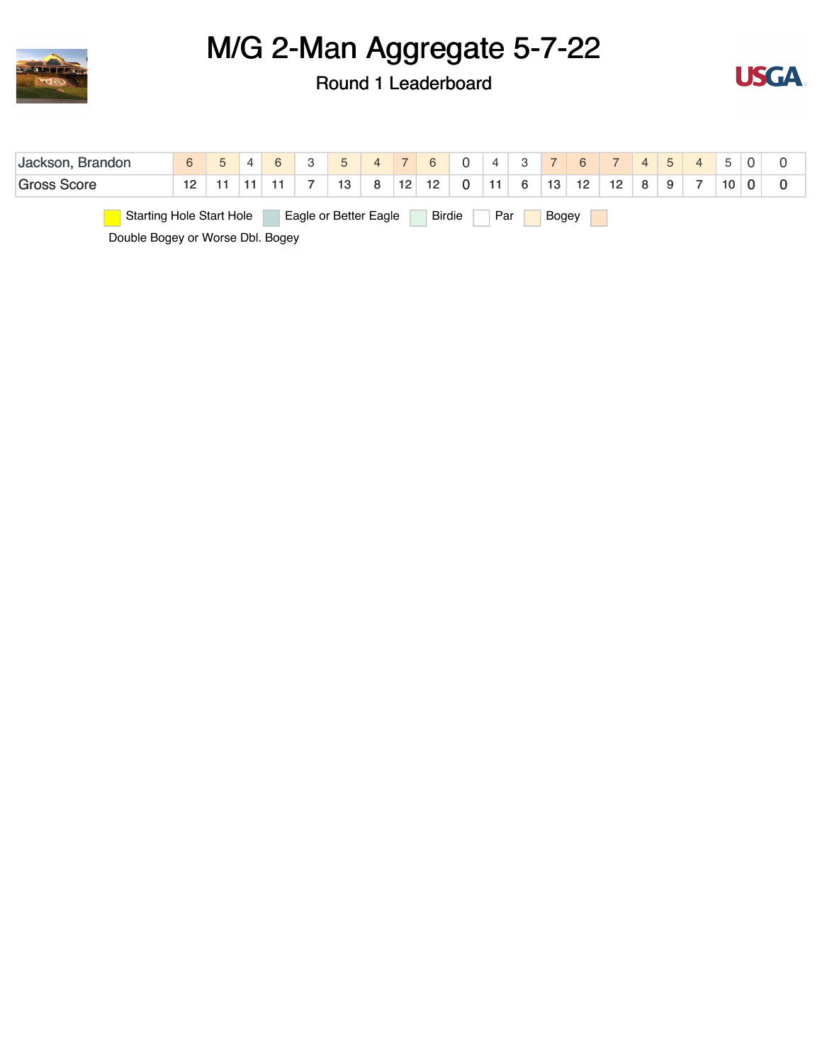# M/G 2-Man Aggregate 5-7-22

## Round 1 Leaderboard

| Jackson, Brandon | 6 | 5 | 4 | 6 | 3 | 5 | 4 | 7 | 6 | 0 | 4 | 3 | 7 | 6 | 7 | 4 | 5 | 4 | 5 | 0 | 0 |
|---|---|---|---|---|---|---|---|---|---|---|---|---|---|---|---|---|---|---|---|---|---|
| Gross Score | 12 | 11 | 11 | 11 | 7 | 13 | 8 | 12 | 12 | 0 | 11 | 6 | 13 | 12 | 12 | 8 | 9 | 7 | 10 | 0 | 0 |

Starting Hole Start Hole | Eagle or Better Eagle | Birdie | Par | Bogey | Double Bogey or Worse Dbl. Bogey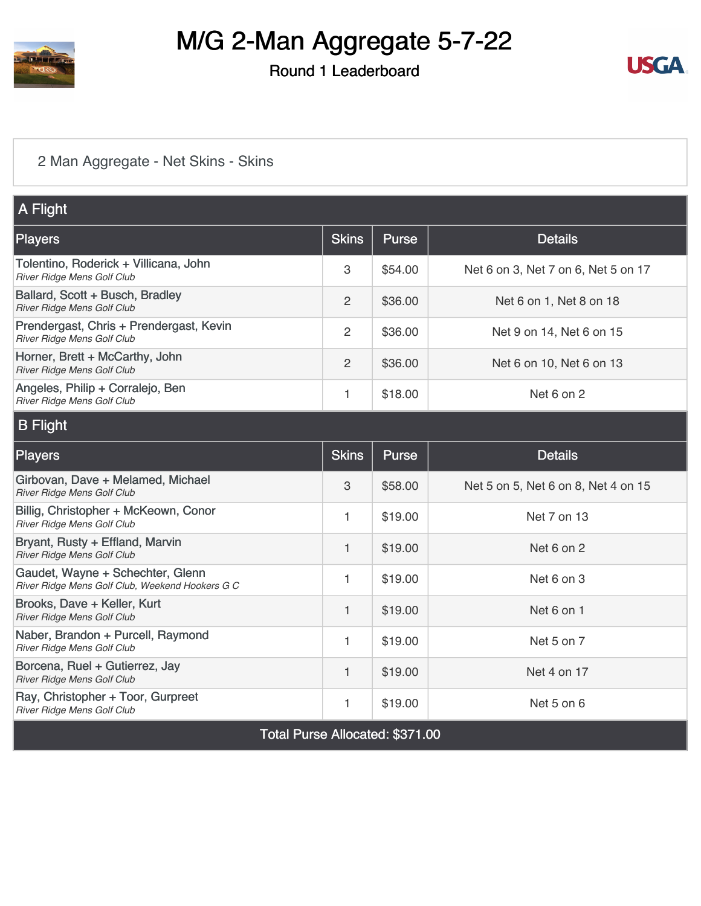# M/G 2-Man Aggregate 5-7-22

## Round 1 Leaderboard

2 Man Aggregate - Net Skins - Skins

### A Flight

| Players | Skins | Purse | Details |
|---|---|---|---|
| Tolentino, Roderick + Villicana, John<br>*River Ridge Mens Golf Club* | 3 | $54.00 | Net 6 on 3, Net 7 on 6, Net 5 on 17 |
| Ballard, Scott + Busch, Bradley<br>*River Ridge Mens Golf Club* | 2 | $36.00 | Net 6 on 1, Net 8 on 18 |
| Prendergast, Chris + Prendergast, Kevin<br>*River Ridge Mens Golf Club* | 2 | $36.00 | Net 9 on 14, Net 6 on 15 |
| Horner, Brett + McCarthy, John<br>*River Ridge Mens Golf Club* | 2 | $36.00 | Net 6 on 10, Net 6 on 13 |
| Angeles, Philip + Corralejo, Ben<br>*River Ridge Mens Golf Club* | 1 | $18.00 | Net 6 on 2 |

### B Flight

| Players | Skins | Purse | Details |
|---|---|---|---|
| Girbovan, Dave + Melamed, Michael<br>*River Ridge Mens Golf Club* | 3 | $58.00 | Net 5 on 5, Net 6 on 8, Net 4 on 15 |
| Billig, Christopher + McKeown, Conor<br>*River Ridge Mens Golf Club* | 1 | $19.00 | Net 7 on 13 |
| Bryant, Rusty + Effland, Marvin<br>*River Ridge Mens Golf Club* | 1 | $19.00 | Net 6 on 2 |
| Gaudet, Wayne + Schechter, Glenn<br>*River Ridge Mens Golf Club, Weekend Hookers G C* | 1 | $19.00 | Net 6 on 3 |
| Brooks, Dave + Keller, Kurt<br>*River Ridge Mens Golf Club* | 1 | $19.00 | Net 6 on 1 |
| Naber, Brandon + Purcell, Raymond<br>*River Ridge Mens Golf Club* | 1 | $19.00 | Net 5 on 7 |
| Borcena, Ruel + Gutierrez, Jay<br>*River Ridge Mens Golf Club* | 1 | $19.00 | Net 4 on 17 |
| Ray, Christopher + Toor, Gurpreet<br>*River Ridge Mens Golf Club* | 1 | $19.00 | Net 5 on 6 |

Total Purse Allocated: $371.00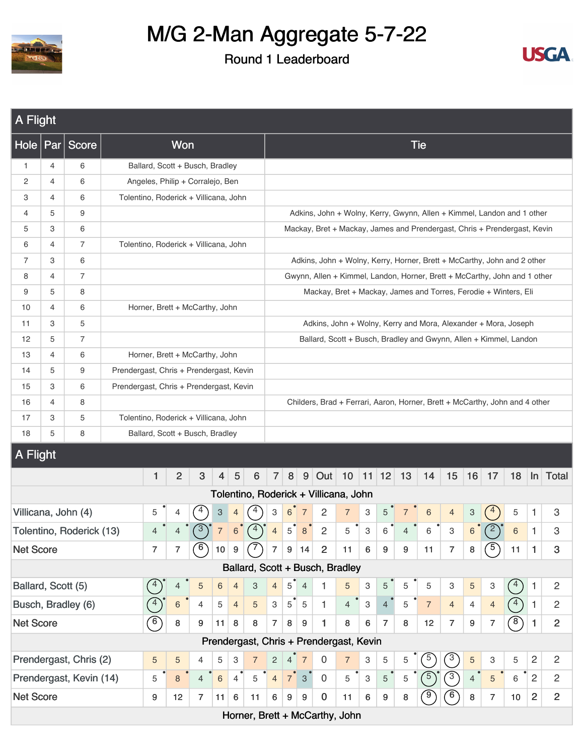# M/G 2-Man Aggregate 5-7-22

## Round 1 Leaderboard

### A Flight

| Hole | Par | Score | Won | Tie |
|---|---|---|---|---|
| 1 | 4 | 6 | Ballard, Scott + Busch, Bradley | |
| 2 | 4 | 6 | Angeles, Philip + Corralejo, Ben | |
| 3 | 4 | 6 | Tolentino, Roderick + Villicana, John | |
| 4 | 5 | 9 | | Adkins, John + Wolny, Kerry, Gwynn, Allen + Kimmel, Landon and 1 other |
| 5 | 3 | 6 | | Mackay, Bret + Mackay, James and Prendergast, Chris + Prendergast, Kevin |
| 6 | 4 | 7 | Tolentino, Roderick + Villicana, John | |
| 7 | 3 | 6 | | Adkins, John + Wolny, Kerry, Horner, Brett + McCarthy, John and 2 other |
| 8 | 4 | 7 | | Gwynn, Allen + Kimmel, Landon, Horner, Brett + McCarthy, John and 1 other |
| 9 | 5 | 8 | | Mackay, Bret + Mackay, James and Torres, Ferodie + Winters, Eli |
| 10 | 4 | 6 | Horner, Brett + McCarthy, John | |
| 11 | 3 | 5 | | Adkins, John + Wolny, Kerry and Mora, Alexander + Mora, Joseph |
| 12 | 5 | 7 | | Ballard, Scott + Busch, Bradley and Gwynn, Allen + Kimmel, Landon |
| 13 | 4 | 6 | Horner, Brett + McCarthy, John | |
| 14 | 5 | 9 | Prendergast, Chris + Prendergast, Kevin | |
| 15 | 3 | 6 | Prendergast, Chris + Prendergast, Kevin | |
| 16 | 4 | 8 | | Childers, Brad + Ferrari, Aaron, Horner, Brett + McCarthy, John and 4 other |
| 17 | 3 | 5 | Tolentino, Roderick + Villicana, John | |
| 18 | 5 | 8 | Ballard, Scott + Busch, Bradley | |

### A Flight

| | 1 | 2 | 3 | 4 | 5 | 6 | 7 | 8 | 9 | Out | 10 | 11 | 12 | 13 | 14 | 15 | 16 | 17 | 18 | In | Total |
|---|---|---|---|---|---|---|---|---|---|---|---|---|---|---|---|---|---|---|---|---|---|
| **Tolentino, Roderick + Villicana, John** | | | | | | | | | | | | | | | | | | | | | |
| Villicana, John (4) | 5 | 4 | 4 | 3 | 4 | 4 | 3 | 6 | 7 | 2 | 7 | 3 | 5 | 7 | 6 | 4 | 3 | 4 | 5 | 1 | 3 |
| Tolentino, Roderick (13) | 4 | 4 | 3 | 7 | 6 | 4 | 4 | 5 | 8 | 2 | 5 | 3 | 6 | 4 | 6 | 3 | 6 | 2 | 6 | 1 | 3 |
| Net Score | 7 | 7 | 6 | 10 | 9 | 7 | 7 | 9 | 14 | 2 | 11 | 6 | 9 | 9 | 11 | 7 | 8 | 5 | 11 | 1 | 3 |
| **Ballard, Scott + Busch, Bradley** | | | | | | | | | | | | | | | | | | | | | |
| Ballard, Scott (5) | 4 | 4 | 5 | 6 | 4 | 3 | 4 | 5 | 4 | 1 | 5 | 3 | 5 | 5 | 5 | 3 | 5 | 3 | 4 | 1 | 2 |
| Busch, Bradley (6) | 4 | 6 | 4 | 5 | 4 | 5 | 3 | 5 | 5 | 1 | 4 | 3 | 4 | 5 | 7 | 4 | 4 | 4 | 4 | 1 | 2 |
| Net Score | 6 | 8 | 9 | 11 | 8 | 8 | 7 | 8 | 9 | 1 | 8 | 6 | 7 | 8 | 12 | 7 | 9 | 7 | 8 | 1 | 2 |
| **Prendergast, Chris + Prendergast, Kevin** | | | | | | | | | | | | | | | | | | | | | |
| Prendergast, Chris (2) | 5 | 5 | 4 | 5 | 3 | 7 | 2 | 4 | 7 | 0 | 7 | 3 | 5 | 5 | 5 | 3 | 5 | 3 | 5 | 2 | 2 |
| Prendergast, Kevin (14) | 5 | 8 | 4 | 6 | 4 | 5 | 4 | 7 | 3 | 0 | 5 | 3 | 5 | 5 | 5 | 3 | 4 | 5 | 6 | 2 | 2 |
| Net Score | 9 | 12 | 7 | 11 | 6 | 11 | 6 | 9 | 9 | 0 | 11 | 6 | 9 | 8 | 9 | 6 | 8 | 7 | 10 | 2 | 2 |
| **Horner, Brett + McCarthy, John** | | | | | | | | | | | | | | | | | | | | | |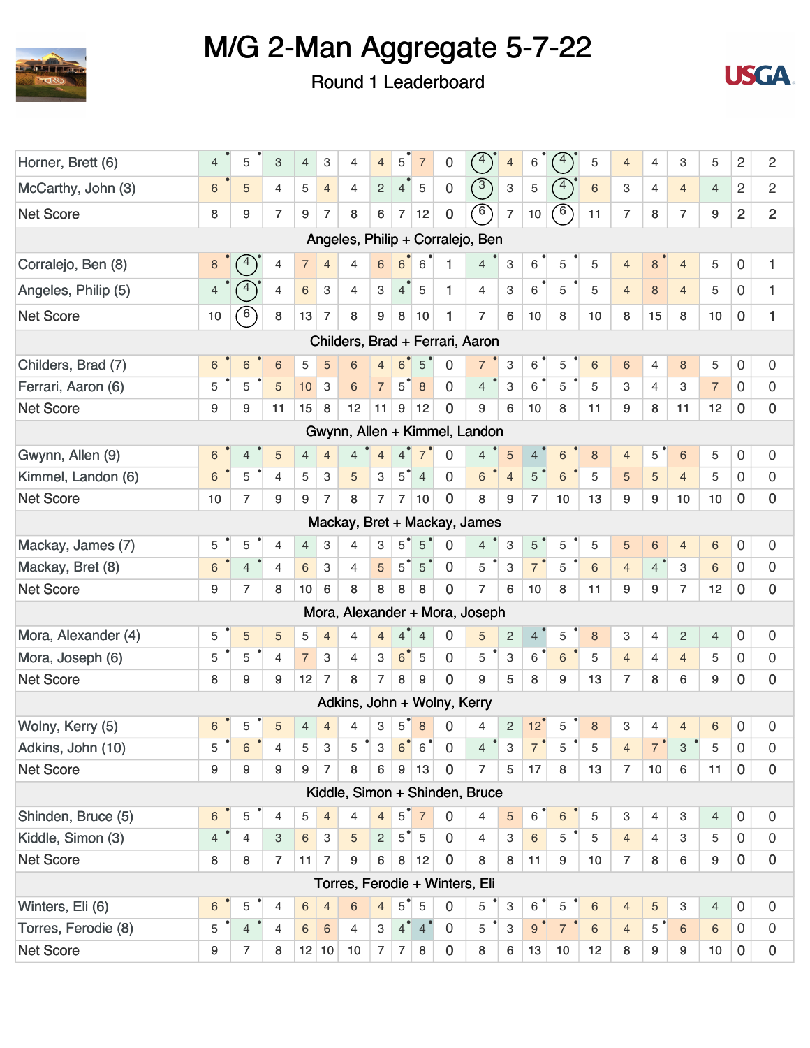# M/G 2-Man Aggregate 5-7-22

Round 1 Leaderboard

| | | | | | | | | | | | | | | | | | | | | | |
|---|---|---|---|---|---|---|---|---|---|---|---|---|---|---|---|---|---|---|---|---|---|
| Horner, Brett (6) | 4 | 5 | 3 | 4 | 3 | 4 | 4 | 5 | 7 | 0 | 4 | 4 | 6 | 4 | 5 | 4 | 4 | 3 | 5 | 2 | 2 |
| McCarthy, John (3) | 6 | 5 | 4 | 5 | 4 | 4 | 2 | 4 | 5 | 0 | 3 | 3 | 5 | 4 | 6 | 3 | 4 | 4 | 4 | 2 | 2 |
| Net Score | 8 | 9 | 7 | 9 | 7 | 8 | 6 | 7 | 12 | 0 | 6 | 7 | 10 | 6 | 11 | 7 | 8 | 7 | 9 | 2 | 2 |
| **Angeles, Philip + Corralejo, Ben** | | | | | | | | | | | | | | | | | | | | | |
| Corralejo, Ben (8) | 8 | 4 | 4 | 7 | 4 | 4 | 6 | 6 | 6 | 1 | 4 | 3 | 6 | 5 | 5 | 4 | 8 | 4 | 5 | 0 | 1 |
| Angeles, Philip (5) | 4 | 4 | 4 | 6 | 3 | 4 | 3 | 4 | 5 | 1 | 4 | 3 | 6 | 5 | 5 | 4 | 8 | 4 | 5 | 0 | 1 |
| Net Score | 10 | 6 | 8 | 13 | 7 | 8 | 9 | 8 | 10 | 1 | 7 | 6 | 10 | 8 | 10 | 8 | 15 | 8 | 10 | 0 | 1 |
| **Childers, Brad + Ferrari, Aaron** | | | | | | | | | | | | | | | | | | | | | |
| Childers, Brad (7) | 6 | 6 | 6 | 5 | 5 | 6 | 4 | 6 | 5 | 0 | 7 | 3 | 6 | 5 | 6 | 6 | 4 | 8 | 5 | 0 | 0 |
| Ferrari, Aaron (6) | 5 | 5 | 5 | 10 | 3 | 6 | 7 | 5 | 8 | 0 | 4 | 3 | 6 | 5 | 5 | 3 | 4 | 3 | 7 | 0 | 0 |
| Net Score | 9 | 9 | 11 | 15 | 8 | 12 | 11 | 9 | 12 | 0 | 9 | 6 | 10 | 8 | 11 | 9 | 8 | 11 | 12 | 0 | 0 |
| **Gwynn, Allen + Kimmel, Landon** | | | | | | | | | | | | | | | | | | | | | |
| Gwynn, Allen (9) | 6 | 4 | 5 | 4 | 4 | 4 | 4 | 4 | 7 | 0 | 4 | 5 | 4 | 6 | 8 | 4 | 5 | 6 | 5 | 0 | 0 |
| Kimmel, Landon (6) | 6 | 5 | 4 | 5 | 3 | 5 | 3 | 5 | 4 | 0 | 6 | 4 | 5 | 6 | 5 | 5 | 5 | 4 | 5 | 0 | 0 |
| Net Score | 10 | 7 | 9 | 9 | 7 | 8 | 7 | 7 | 10 | 0 | 8 | 9 | 7 | 10 | 13 | 9 | 9 | 10 | 10 | 0 | 0 |
| **Mackay, Bret + Mackay, James** | | | | | | | | | | | | | | | | | | | | | |
| Mackay, James (7) | 5 | 5 | 4 | 4 | 3 | 4 | 3 | 5 | 5 | 0 | 4 | 3 | 5 | 5 | 5 | 5 | 6 | 4 | 6 | 0 | 0 |
| Mackay, Bret (8) | 6 | 4 | 4 | 6 | 3 | 4 | 5 | 5 | 5 | 0 | 5 | 3 | 7 | 5 | 6 | 4 | 4 | 3 | 6 | 0 | 0 |
| Net Score | 9 | 7 | 8 | 10 | 6 | 8 | 8 | 8 | 8 | 0 | 7 | 6 | 10 | 8 | 11 | 9 | 9 | 7 | 12 | 0 | 0 |
| **Mora, Alexander + Mora, Joseph** | | | | | | | | | | | | | | | | | | | | | |
| Mora, Alexander (4) | 5 | 5 | 5 | 5 | 4 | 4 | 4 | 4 | 4 | 0 | 5 | 2 | 4 | 5 | 8 | 3 | 4 | 2 | 4 | 0 | 0 |
| Mora, Joseph (6) | 5 | 5 | 4 | 7 | 3 | 4 | 3 | 6 | 5 | 0 | 5 | 3 | 6 | 6 | 5 | 4 | 4 | 4 | 5 | 0 | 0 |
| Net Score | 8 | 9 | 9 | 12 | 7 | 8 | 7 | 8 | 9 | 0 | 9 | 5 | 8 | 9 | 13 | 7 | 8 | 6 | 9 | 0 | 0 |
| **Adkins, John + Wolny, Kerry** | | | | | | | | | | | | | | | | | | | | | |
| Wolny, Kerry (5) | 6 | 5 | 5 | 4 | 4 | 4 | 3 | 5 | 8 | 0 | 4 | 2 | 12 | 5 | 8 | 3 | 4 | 4 | 6 | 0 | 0 |
| Adkins, John (10) | 5 | 6 | 4 | 5 | 3 | 5 | 3 | 6 | 6 | 0 | 4 | 3 | 7 | 5 | 5 | 4 | 7 | 3 | 5 | 0 | 0 |
| Net Score | 9 | 9 | 9 | 9 | 7 | 8 | 6 | 9 | 13 | 0 | 7 | 5 | 17 | 8 | 13 | 7 | 10 | 6 | 11 | 0 | 0 |
| **Kiddle, Simon + Shinden, Bruce** | | | | | | | | | | | | | | | | | | | | | |
| Shinden, Bruce (5) | 6 | 5 | 4 | 5 | 4 | 4 | 4 | 5 | 7 | 0 | 4 | 5 | 6 | 6 | 5 | 3 | 4 | 3 | 4 | 0 | 0 |
| Kiddle, Simon (3) | 4 | 4 | 3 | 6 | 3 | 5 | 2 | 5 | 5 | 0 | 4 | 3 | 6 | 5 | 5 | 4 | 4 | 3 | 5 | 0 | 0 |
| Net Score | 8 | 8 | 7 | 11 | 7 | 9 | 6 | 8 | 12 | 0 | 8 | 8 | 11 | 9 | 10 | 7 | 8 | 6 | 9 | 0 | 0 |
| **Torres, Ferodie + Winters, Eli** | | | | | | | | | | | | | | | | | | | | | |
| Winters, Eli (6) | 6 | 5 | 4 | 6 | 4 | 6 | 4 | 5 | 5 | 0 | 5 | 3 | 6 | 5 | 6 | 4 | 5 | 3 | 4 | 0 | 0 |
| Torres, Ferodie (8) | 5 | 4 | 4 | 6 | 6 | 4 | 3 | 4 | 4 | 0 | 5 | 3 | 9 | 7 | 6 | 4 | 5 | 6 | 6 | 0 | 0 |
| Net Score | 9 | 7 | 8 | 12 | 10 | 10 | 7 | 7 | 8 | 0 | 8 | 6 | 13 | 10 | 12 | 8 | 9 | 9 | 10 | 0 | 0 |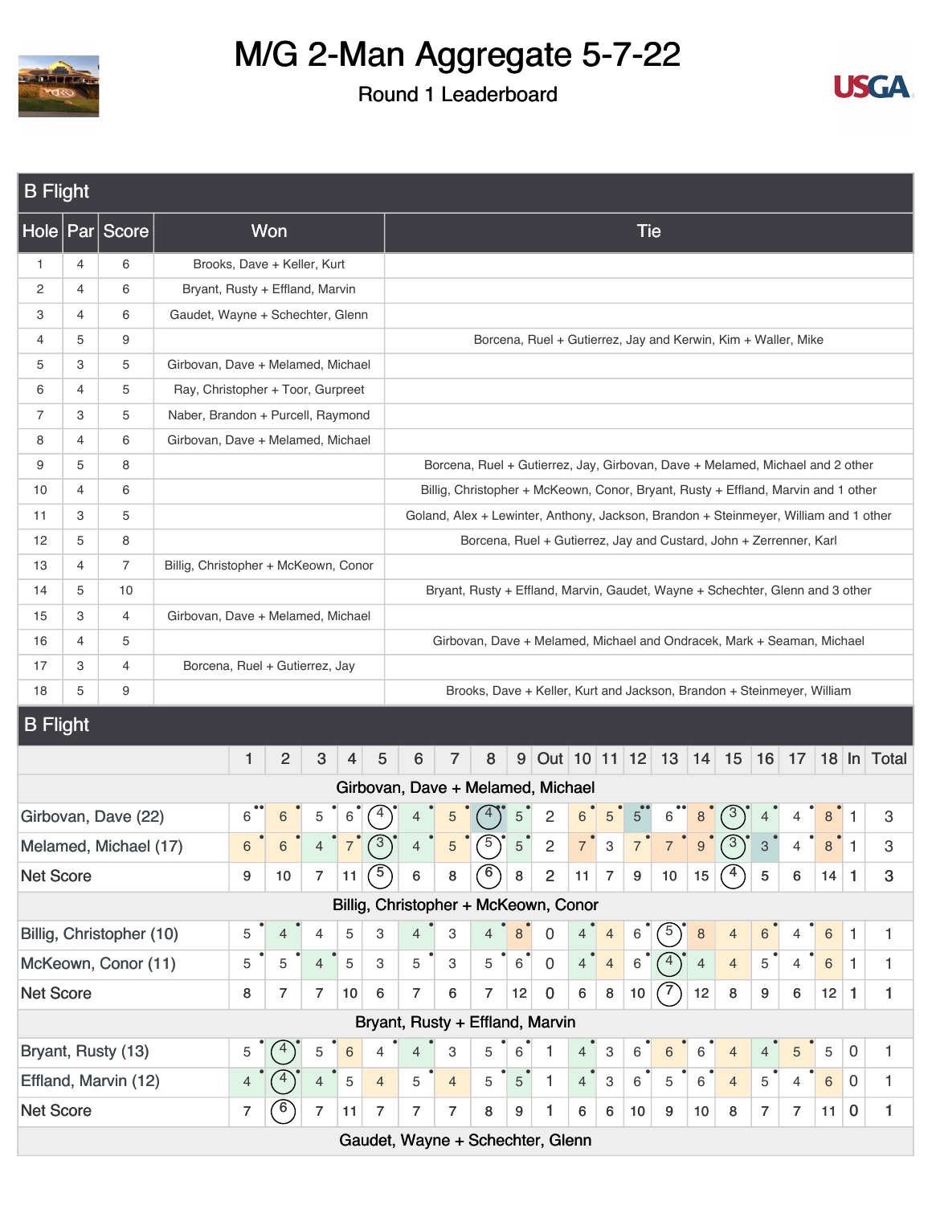# M/G 2-Man Aggregate 5-7-22

## Round 1 Leaderboard

## B Flight

| Hole | Par | Score | Won | Tie |
|---|---|---|---|---|
| 1 | 4 | 6 | Brooks, Dave + Keller, Kurt | |
| 2 | 4 | 6 | Bryant, Rusty + Effland, Marvin | |
| 3 | 4 | 6 | Gaudet, Wayne + Schechter, Glenn | |
| 4 | 5 | 9 | | Borcena, Ruel + Gutierrez, Jay and Kerwin, Kim + Waller, Mike |
| 5 | 3 | 5 | Girbovan, Dave + Melamed, Michael | |
| 6 | 4 | 5 | Ray, Christopher + Toor, Gurpreet | |
| 7 | 3 | 5 | Naber, Brandon + Purcell, Raymond | |
| 8 | 4 | 6 | Girbovan, Dave + Melamed, Michael | |
| 9 | 5 | 8 | | Borcena, Ruel + Gutierrez, Jay, Girbovan, Dave + Melamed, Michael and 2 other |
| 10 | 4 | 6 | | Billig, Christopher + McKeown, Conor, Bryant, Rusty + Effland, Marvin and 1 other |
| 11 | 3 | 5 | | Goland, Alex + Lewinter, Anthony, Jackson, Brandon + Steinmeyer, William and 1 other |
| 12 | 5 | 8 | | Borcena, Ruel + Gutierrez, Jay and Custard, John + Zerrenner, Karl |
| 13 | 4 | 7 | Billig, Christopher + McKeown, Conor | |
| 14 | 5 | 10 | | Bryant, Rusty + Effland, Marvin, Gaudet, Wayne + Schechter, Glenn and 3 other |
| 15 | 3 | 4 | Girbovan, Dave + Melamed, Michael | |
| 16 | 4 | 5 | | Girbovan, Dave + Melamed, Michael and Ondracek, Mark + Seaman, Michael |
| 17 | 3 | 4 | Borcena, Ruel + Gutierrez, Jay | |
| 18 | 5 | 9 | | Brooks, Dave + Keller, Kurt and Jackson, Brandon + Steinmeyer, William |

## B Flight

| | 1 | 2 | 3 | 4 | 5 | 6 | 7 | 8 | 9 | Out | 10 | 11 | 12 | 13 | 14 | 15 | 16 | 17 | 18 | In | Total |
|---|---|---|---|---|---|---|---|---|---|---|---|---|---|---|---|---|---|---|---|---|---|
| **Girbovan, Dave + Melamed, Michael** | | | | | | | | | | | | | | | | | | | | | |
| Girbovan, Dave (22) | 6 | 6 | 5 | 6 | 4 | 4 | 5 | 4 | 5 | 2 | 6 | 5 | 5 | 6 | 8 | 3 | 4 | 4 | 8 | 1 | 3 |
| Melamed, Michael (17) | 6 | 6 | 4 | 7 | 3 | 4 | 5 | 5 | 5 | 2 | 7 | 3 | 7 | 7 | 9 | 3 | 3 | 4 | 8 | 1 | 3 |
| Net Score | 9 | 10 | 7 | 11 | 5 | 6 | 8 | 6 | 8 | 2 | 11 | 7 | 9 | 10 | 15 | 4 | 5 | 6 | 14 | 1 | 3 |
| **Billig, Christopher + McKeown, Conor** | | | | | | | | | | | | | | | | | | | | | |
| Billig, Christopher (10) | 5 | 4 | 4 | 5 | 3 | 4 | 3 | 4 | 8 | 0 | 4 | 4 | 6 | 5 | 8 | 4 | 6 | 4 | 6 | 1 | 1 |
| McKeown, Conor (11) | 5 | 5 | 4 | 5 | 3 | 5 | 3 | 5 | 6 | 0 | 4 | 4 | 6 | 4 | 4 | 4 | 5 | 4 | 6 | 1 | 1 |
| Net Score | 8 | 7 | 7 | 10 | 6 | 7 | 6 | 7 | 12 | 0 | 6 | 8 | 10 | 7 | 12 | 8 | 9 | 6 | 12 | 1 | 1 |
| **Bryant, Rusty + Effland, Marvin** | | | | | | | | | | | | | | | | | | | | | |
| Bryant, Rusty (13) | 5 | 4 | 5 | 6 | 4 | 4 | 3 | 5 | 6 | 1 | 4 | 3 | 6 | 6 | 6 | 4 | 4 | 5 | 5 | 0 | 1 |
| Effland, Marvin (12) | 4 | 4 | 4 | 5 | 4 | 5 | 4 | 5 | 5 | 1 | 4 | 3 | 6 | 5 | 6 | 4 | 5 | 4 | 6 | 0 | 1 |
| Net Score | 7 | 6 | 7 | 11 | 7 | 7 | 7 | 8 | 9 | 1 | 6 | 6 | 10 | 9 | 10 | 8 | 7 | 7 | 11 | 0 | 1 |
| **Gaudet, Wayne + Schechter, Glenn** | | | | | | | | | | | | | | | | | | | | | |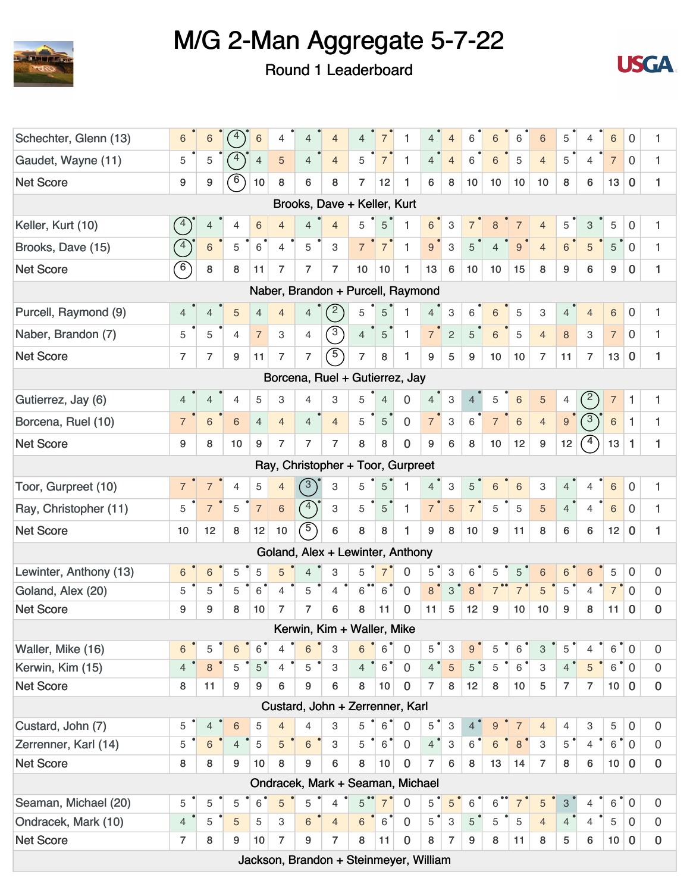# M/G 2-Man Aggregate 5-7-22

Round 1 Leaderboard

| | 1 | 2 | 3 | 4 | 5 | 6 | 7 | 8 | 9 | | 10 | 11 | 12 | 13 | 14 | 15 | 16 | 17 | 18 | | |
|---|---|---|---|---|---|---|---|---|---|---|---|---|---|---|---|---|---|---|---|---|---|
| Schechter, Glenn (13) | 6 | 6 | 4 | 6 | 4 | 4 | 4 | 4 | 7 | 1 | 4 | 4 | 6 | 6 | 6 | 6 | 5 | 4 | 6 | 0 | 1 |
| Gaudet, Wayne (11) | 5 | 5 | 4 | 4 | 5 | 4 | 4 | 5 | 7 | 1 | 4 | 4 | 6 | 6 | 5 | 4 | 5 | 4 | 7 | 0 | 1 |
| Net Score | 9 | 9 | 6 | 10 | 8 | 6 | 8 | 7 | 12 | 1 | 6 | 8 | 10 | 10 | 10 | 10 | 8 | 6 | 13 | 0 | 1 |
| **Brooks, Dave + Keller, Kurt** | | | | | | | | | | | | | | | | | | | | | |
| Keller, Kurt (10) | 4 | 4 | 4 | 6 | 4 | 4 | 4 | 5 | 5 | 1 | 6 | 3 | 7 | 8 | 7 | 4 | 5 | 3 | 5 | 0 | 1 |
| Brooks, Dave (15) | 4 | 6 | 5 | 6 | 4 | 5 | 3 | 7 | 7 | 1 | 9 | 3 | 5 | 4 | 9 | 4 | 6 | 5 | 5 | 0 | 1 |
| Net Score | 6 | 8 | 8 | 11 | 7 | 7 | 7 | 10 | 10 | 1 | 13 | 6 | 10 | 10 | 15 | 8 | 9 | 6 | 9 | 0 | 1 |
| **Naber, Brandon + Purcell, Raymond** | | | | | | | | | | | | | | | | | | | | | |
| Purcell, Raymond (9) | 4 | 4 | 5 | 4 | 4 | 4 | 2 | 5 | 5 | 1 | 4 | 3 | 6 | 6 | 5 | 3 | 4 | 4 | 6 | 0 | 1 |
| Naber, Brandon (7) | 5 | 5 | 4 | 7 | 3 | 4 | 3 | 4 | 5 | 1 | 7 | 2 | 5 | 6 | 5 | 4 | 8 | 3 | 7 | 0 | 1 |
| Net Score | 7 | 7 | 9 | 11 | 7 | 7 | 5 | 7 | 8 | 1 | 9 | 5 | 9 | 10 | 10 | 7 | 11 | 7 | 13 | 0 | 1 |
| **Borcena, Ruel + Gutierrez, Jay** | | | | | | | | | | | | | | | | | | | | | |
| Gutierrez, Jay (6) | 4 | 4 | 4 | 5 | 3 | 4 | 3 | 5 | 4 | 0 | 4 | 3 | 4 | 5 | 6 | 5 | 4 | 2 | 7 | 1 | 1 |
| Borcena, Ruel (10) | 7 | 6 | 6 | 4 | 4 | 4 | 4 | 5 | 5 | 0 | 7 | 3 | 6 | 7 | 6 | 4 | 9 | 3 | 6 | 1 | 1 |
| Net Score | 9 | 8 | 10 | 9 | 7 | 7 | 7 | 8 | 8 | 0 | 9 | 6 | 8 | 10 | 12 | 9 | 12 | 4 | 13 | 1 | 1 |
| **Ray, Christopher + Toor, Gurpreet** | | | | | | | | | | | | | | | | | | | | | |
| Toor, Gurpreet (10) | 7 | 7 | 4 | 5 | 4 | 3 | 3 | 5 | 5 | 1 | 4 | 3 | 5 | 6 | 6 | 3 | 4 | 4 | 6 | 0 | 1 |
| Ray, Christopher (11) | 5 | 7 | 5 | 7 | 6 | 4 | 3 | 5 | 5 | 1 | 7 | 5 | 7 | 5 | 5 | 5 | 4 | 4 | 6 | 0 | 1 |
| Net Score | 10 | 12 | 8 | 12 | 10 | 5 | 6 | 8 | 8 | 1 | 9 | 8 | 10 | 9 | 11 | 8 | 6 | 6 | 12 | 0 | 1 |
| **Goland, Alex + Lewinter, Anthony** | | | | | | | | | | | | | | | | | | | | | |
| Lewinter, Anthony (13) | 6 | 6 | 5 | 5 | 5 | 4 | 3 | 5 | 7 | 0 | 5 | 3 | 6 | 5 | 5 | 6 | 6 | 6 | 5 | 0 | 0 |
| Goland, Alex (20) | 5 | 5 | 5 | 6 | 4 | 5 | 4 | 6 | 6 | 0 | 8 | 3 | 8 | 7 | 7 | 5 | 5 | 4 | 7 | 0 | 0 |
| Net Score | 9 | 9 | 8 | 10 | 7 | 7 | 6 | 8 | 11 | 0 | 11 | 5 | 12 | 9 | 10 | 10 | 9 | 8 | 11 | 0 | 0 |
| **Kerwin, Kim + Waller, Mike** | | | | | | | | | | | | | | | | | | | | | |
| Waller, Mike (16) | 6 | 5 | 6 | 6 | 4 | 6 | 3 | 6 | 6 | 0 | 5 | 3 | 9 | 5 | 6 | 3 | 5 | 4 | 6 | 0 | 0 |
| Kerwin, Kim (15) | 4 | 8 | 5 | 5 | 4 | 5 | 3 | 4 | 6 | 0 | 4 | 5 | 5 | 5 | 6 | 3 | 4 | 5 | 6 | 0 | 0 |
| Net Score | 8 | 11 | 9 | 9 | 6 | 9 | 6 | 8 | 10 | 0 | 7 | 8 | 12 | 8 | 10 | 5 | 7 | 7 | 10 | 0 | 0 |
| **Custard, John + Zerrenner, Karl** | | | | | | | | | | | | | | | | | | | | | |
| Custard, John (7) | 5 | 4 | 6 | 5 | 4 | 4 | 3 | 5 | 6 | 0 | 5 | 3 | 4 | 9 | 7 | 4 | 4 | 3 | 5 | 0 | 0 |
| Zerrenner, Karl (14) | 5 | 6 | 4 | 5 | 5 | 6 | 3 | 5 | 6 | 0 | 4 | 3 | 6 | 6 | 8 | 3 | 5 | 4 | 6 | 0 | 0 |
| Net Score | 8 | 8 | 9 | 10 | 8 | 9 | 6 | 8 | 10 | 0 | 7 | 6 | 8 | 13 | 14 | 7 | 8 | 6 | 10 | 0 | 0 |
| **Ondracek, Mark + Seaman, Michael** | | | | | | | | | | | | | | | | | | | | | |
| Seaman, Michael (20) | 5 | 5 | 5 | 6 | 5 | 5 | 4 | 5 | 7 | 0 | 5 | 5 | 6 | 6 | 7 | 5 | 3 | 4 | 6 | 0 | 0 |
| Ondracek, Mark (10) | 4 | 5 | 5 | 5 | 3 | 6 | 4 | 6 | 6 | 0 | 5 | 3 | 5 | 5 | 5 | 4 | 4 | 4 | 5 | 0 | 0 |
| Net Score | 7 | 8 | 9 | 10 | 7 | 9 | 7 | 8 | 11 | 0 | 8 | 7 | 9 | 8 | 11 | 8 | 5 | 6 | 10 | 0 | 0 |
| **Jackson, Brandon + Steinmeyer, William** | | | | | | | | | | | | | | | | | | | | | |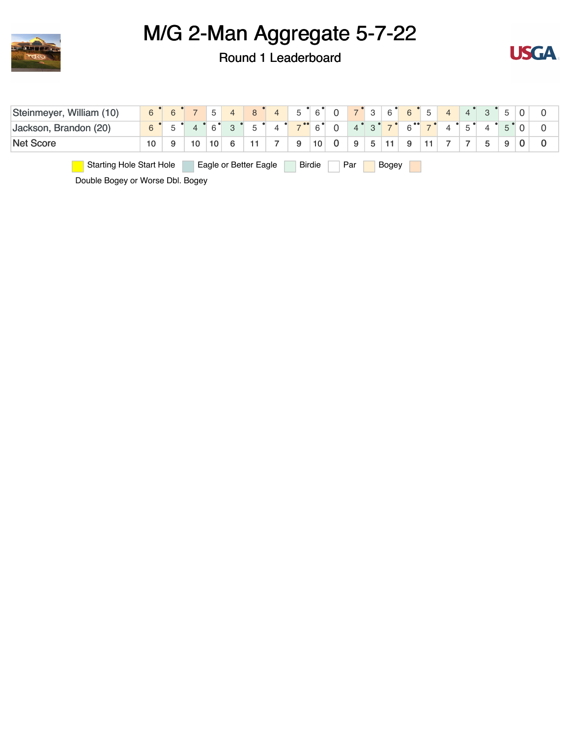# M/G 2-Man Aggregate 5-7-22

## Round 1 Leaderboard

| | | | | | | | | | | | | | | | | | | | | | |
|---|---|---|---|---|---|---|---|---|---|---|---|---|---|---|---|---|---|---|---|---|---|
| Steinmeyer, William (10) | 6 | 6 | 7 | 5 | 4 | 8 | 4 | 5 | 6 | 0 | 7 | 3 | 6 | 6 | 5 | 4 | 4 | 3 | 5 | 0 | 0 |
| Jackson, Brandon (20) | 6 | 5 | 4 | 6 | 3 | 5 | 4 | 7 | 6 | 0 | 4 | 3 | 7 | 6 | 7 | 4 | 5 | 4 | 5 | 0 | 0 |
| Net Score | 10 | 9 | 10 | 10 | 6 | 11 | 7 | 9 | 10 | 0 | 9 | 5 | 11 | 9 | 11 | 7 | 7 | 5 | 9 | 0 | 0 |

Starting Hole Start Hole   Eagle or Better Eagle   Birdie   Par   Bogey   Double Bogey or Worse Dbl. Bogey